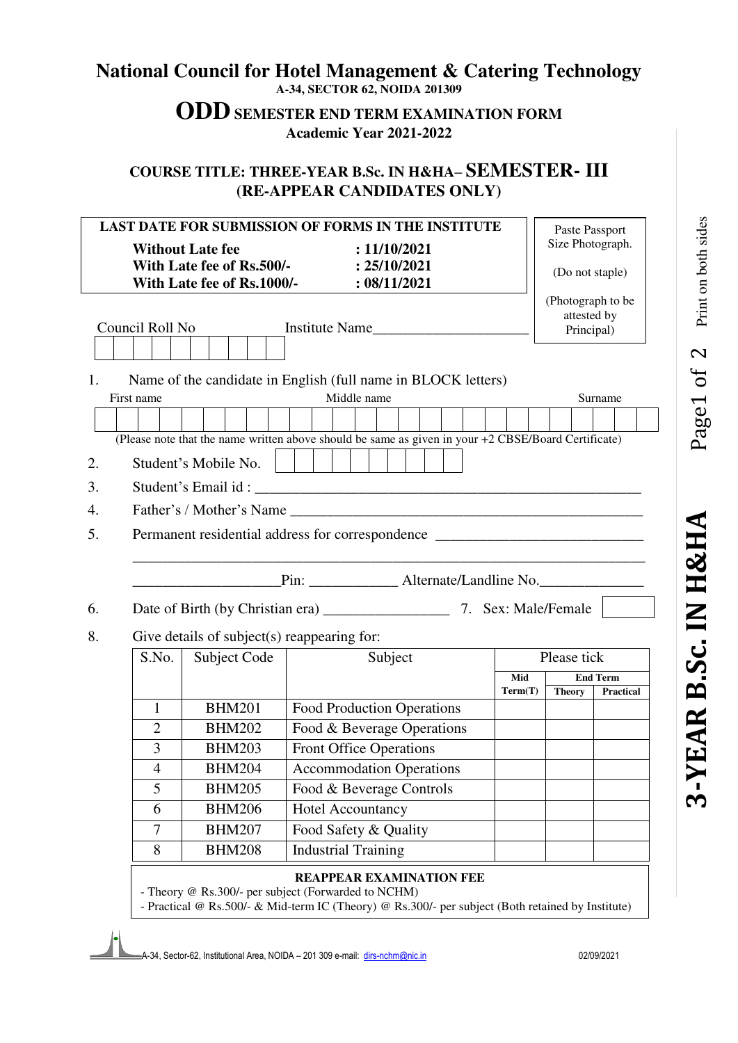# National Council for Hotel Management & Catering Technology

**A-34, SECTOR 62, NOIDA 201309**

## ODD SEMESTER END TERM EXAMINATION FORM

**Academic Year 2021-2022**

### COURSE TITLE: THREE-YEAR B.Sc. IN H&HA– SEMESTER- III
### (RE-APPEAR CANDIDATES ONLY)

**LAST DATE FOR SUBMISSION OF FORMS IN THE INSTITUTE**

| | |
|---|---|
| **Without Late fee** | **: 11/10/2021** |
| **With Late fee of Rs.500/-** | **: 25/10/2021** |
| **With Late fee of Rs.1000/-** | **: 08/11/2021** |

Paste Passport Size Photograph.

(Do not staple)

(Photograph to be attested by Principal)

Council Roll No [ ] [ ] [ ] [ ] [ ] [ ] [ ] [ ] [ ] [ ] Institute Name_____________________

1. Name of the candidate in English (full name in BLOCK letters)

   First name Middle name Surname

   (Please note that the name written above should be same as given in your +2 CBSE/Board Certificate)

2. Student's Mobile No. [ ] [ ] [ ] [ ] [ ] [ ] [ ] [ ] [ ] [ ]
3. Student's Email id : ____________________________________________________
4. Father's / Mother's Name ______________________________________________
5. Permanent residential address for correspondence ___________________________

   ______________________________________________________________________

   ___________________Pin: ___________ Alternate/Landline No.______________

6. Date of Birth (by Christian era) ________________ 7. Sex: Male/Female [ ]

8. Give details of subject(s) reappearing for:

| S.No. | Subject Code | Subject | Please tick | | |
|---|---|---|---|---|---|
| | | | **Mid Term(T)** | **End Term** | |
| | | | | **Theory** | **Practical** |
| 1 | BHM201 | Food Production Operations | | | |
| 2 | BHM202 | Food & Beverage Operations | | | |
| 3 | BHM203 | Front Office Operations | | | |
| 4 | BHM204 | Accommodation Operations | | | |
| 5 | BHM205 | Food & Beverage Controls | | | |
| 6 | BHM206 | Hotel Accountancy | | | |
| 7 | BHM207 | Food Safety & Quality | | | |
| 8 | BHM208 | Industrial Training | | | |

**REAPPEAR EXAMINATION FEE**

- Theory @ Rs.300/- per subject (Forwarded to NCHM)
- Practical @ Rs.500/- & Mid-term IC (Theory) @ Rs.300/- per subject (Both retained by Institute)

A-34, Sector-62, Institutional Area, NOIDA – 201 309 e-mail: dirs-nchm@nic.in 02/09/2021

Print on both sides

3-YEAR B.Sc. IN H&HA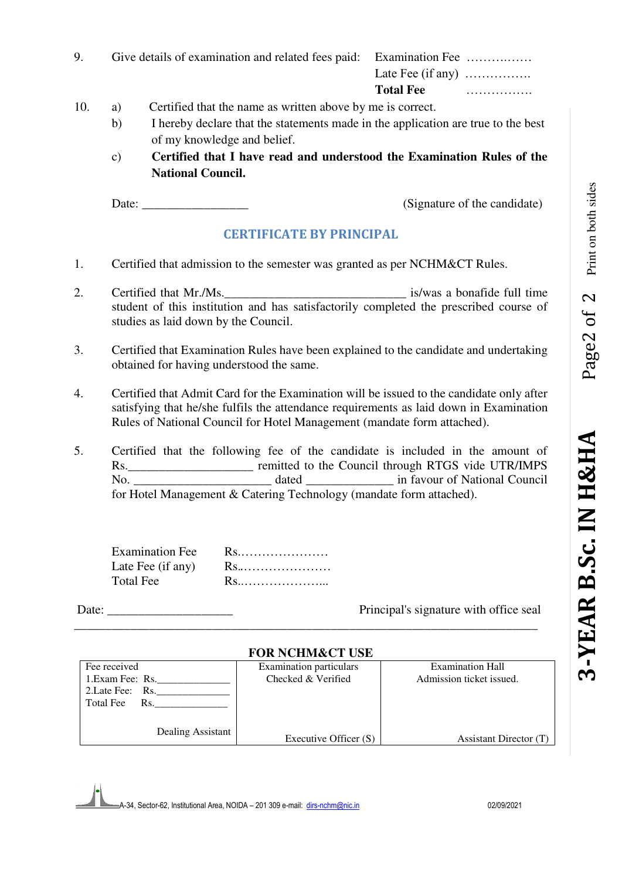9. Give details of examination and related fees paid: Examination Fee ……….……
   Late Fee (if any) …………….
   **Total Fee** …………….

10. a) Certified that the name as written above by me is correct.
    b) I hereby declare that the statements made in the application are true to the best of my knowledge and belief.
    c) **Certified that I have read and understood the Examination Rules of the National Council.**

Date: _________________ (Signature of the candidate)

## CERTIFICATE BY PRINCIPAL

1. Certified that admission to the semester was granted as per NCHM&CT Rules.

2. Certified that Mr./Ms.____________________________ is/was a bonafide full time student of this institution and has satisfactorily completed the prescribed course of studies as laid down by the Council.

3. Certified that Examination Rules have been explained to the candidate and undertaking obtained for having understood the same.

4. Certified that Admit Card for the Examination will be issued to the candidate only after satisfying that he/she fulfils the attendance requirements as laid down in Examination Rules of National Council for Hotel Management (mandate form attached).

5. Certified that the following fee of the candidate is included in the amount of Rs.____________________ remitted to the Council through RTGS vide UTR/IMPS No. ______________________ dated ______________ in favour of National Council for Hotel Management & Catering Technology (mandate form attached).

Examination Fee Rs.…………………
Late Fee (if any) Rs..…………………
Total Fee Rs..………………...

Date: ____________________ Principal's signature with office seal

**FOR NCHM&CT USE**

| | | |
|---|---|---|
| Fee received<br>1.Exam Fee: Rs.______________<br>2.Late Fee: Rs.______________<br>Total Fee Rs.______________<br><br>Dealing Assistant | Examination particulars<br>Checked & Verified<br><br><br><br>Executive Officer (S) | Examination Hall<br>Admission ticket issued.<br><br><br><br>Assistant Director (T) |

A-34, Sector-62, Institutional Area, NOIDA – 201 309 e-mail: dirs-nchm@nic.in 02/09/2021